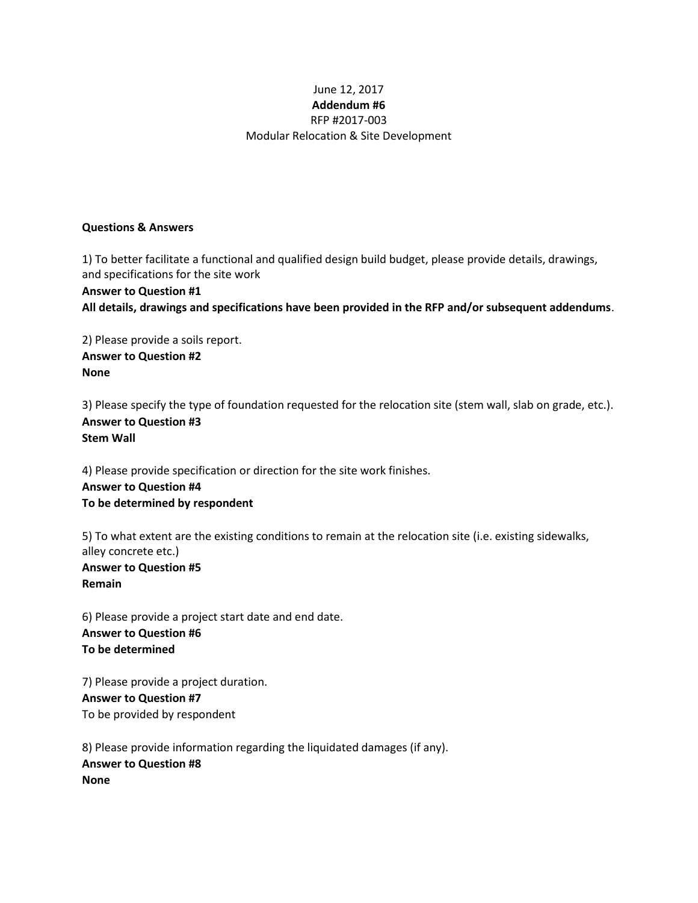June 12, 2017

**Addendum #6**

RFP #2017-003

Modular Relocation & Site Development

**Questions & Answers**

1) To better facilitate a functional and qualified design build budget, please provide details, drawings, and specifications for the site work

**Answer to Question #1**

**All details, drawings and specifications have been provided in the RFP and/or subsequent addendums**.

2) Please provide a soils report.

**Answer to Question #2**

**None**

3) Please specify the type of foundation requested for the relocation site (stem wall, slab on grade, etc.).

**Answer to Question #3**

**Stem Wall**

4) Please provide specification or direction for the site work finishes.

**Answer to Question #4**

**To be determined by respondent**

5) To what extent are the existing conditions to remain at the relocation site (i.e. existing sidewalks, alley concrete etc.)

**Answer to Question #5**

**Remain**

6) Please provide a project start date and end date.

**Answer to Question #6**

**To be determined**

7) Please provide a project duration.

**Answer to Question #7**

To be provided by respondent

8) Please provide information regarding the liquidated damages (if any).

**Answer to Question #8**

**None**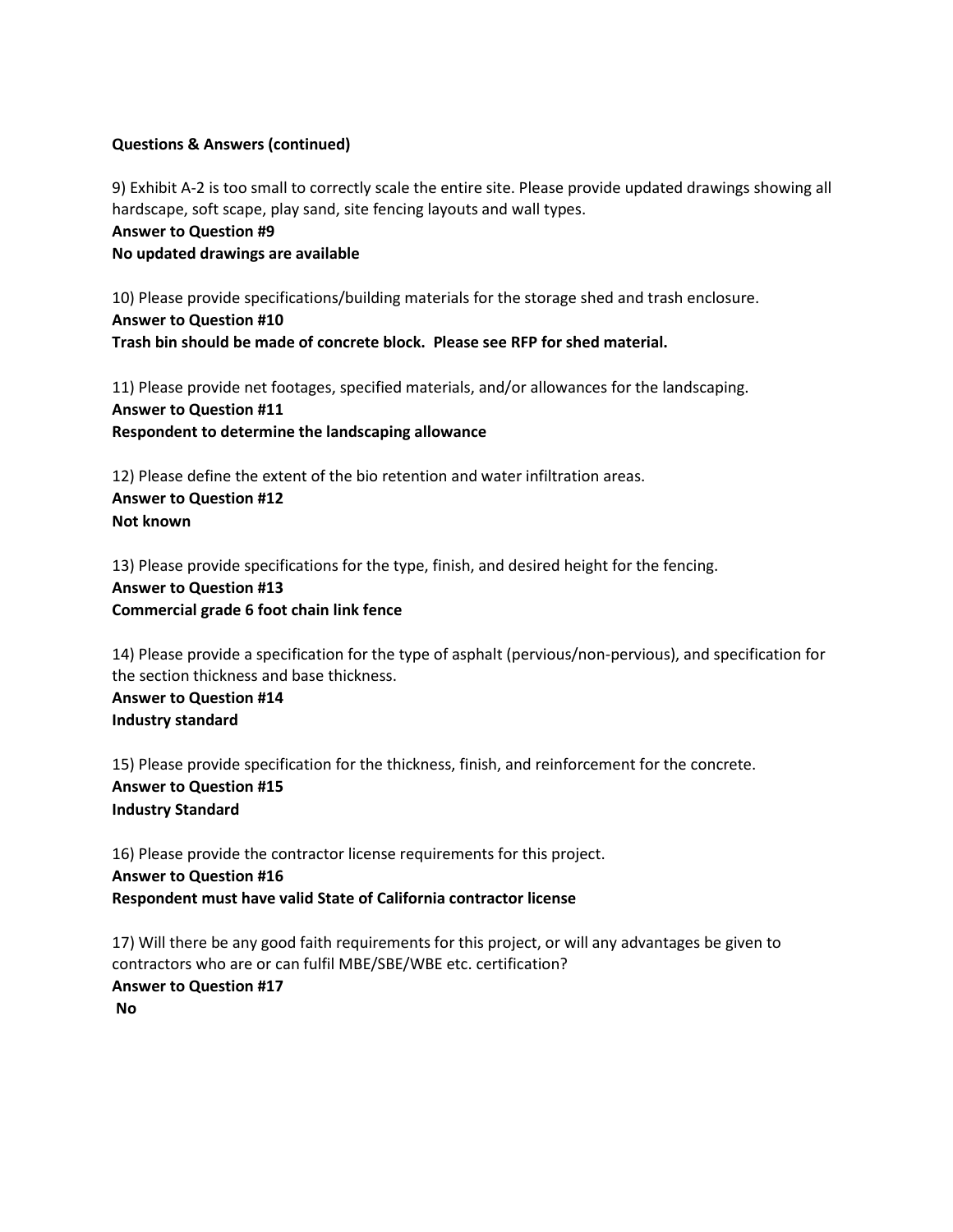**Questions & Answers (continued)**

9) Exhibit A-2 is too small to correctly scale the entire site. Please provide updated drawings showing all hardscape, soft scape, play sand, site fencing layouts and wall types.

**Answer to Question #9**

**No updated drawings are available**

10) Please provide specifications/building materials for the storage shed and trash enclosure.

**Answer to Question #10**

**Trash bin should be made of concrete block. Please see RFP for shed material.**

11) Please provide net footages, specified materials, and/or allowances for the landscaping.

**Answer to Question #11**

**Respondent to determine the landscaping allowance**

12) Please define the extent of the bio retention and water infiltration areas.

**Answer to Question #12**

**Not known**

13) Please provide specifications for the type, finish, and desired height for the fencing.

**Answer to Question #13**

**Commercial grade 6 foot chain link fence**

14) Please provide a specification for the type of asphalt (pervious/non-pervious), and specification for the section thickness and base thickness.

**Answer to Question #14**

**Industry standard**

15) Please provide specification for the thickness, finish, and reinforcement for the concrete.

**Answer to Question #15**

**Industry Standard**

16) Please provide the contractor license requirements for this project.

**Answer to Question #16**

**Respondent must have valid State of California contractor license**

17) Will there be any good faith requirements for this project, or will any advantages be given to contractors who are or can fulfil MBE/SBE/WBE etc. certification?

**Answer to Question #17**

**No**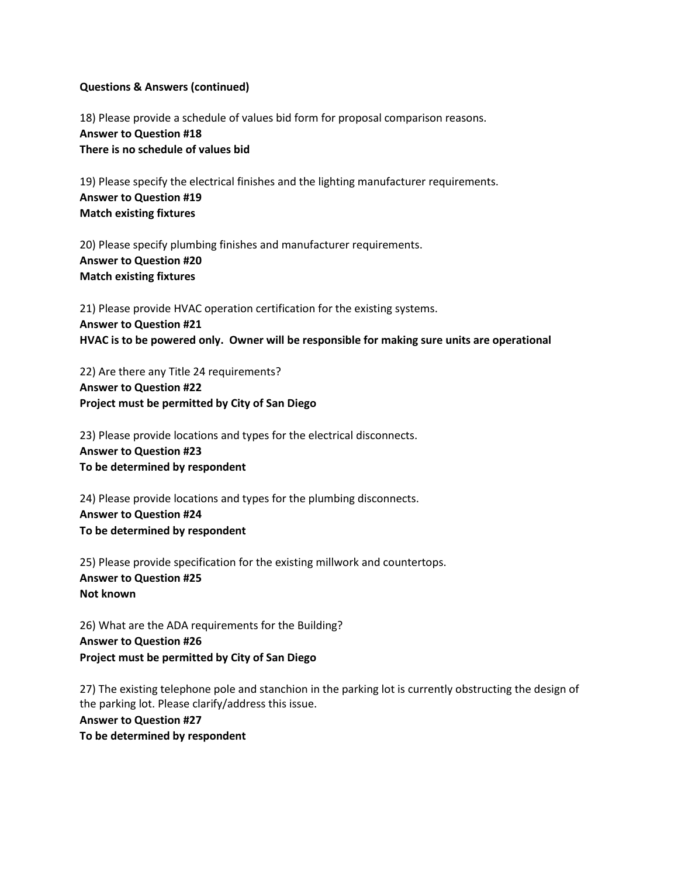**Questions & Answers (continued)**

18) Please provide a schedule of values bid form for proposal comparison reasons.
**Answer to Question #18**
**There is no schedule of values bid**

19) Please specify the electrical finishes and the lighting manufacturer requirements.
**Answer to Question #19**
**Match existing fixtures**

20) Please specify plumbing finishes and manufacturer requirements.
**Answer to Question #20**
**Match existing fixtures**

21) Please provide HVAC operation certification for the existing systems.
**Answer to Question #21**
**HVAC is to be powered only. Owner will be responsible for making sure units are operational**

22) Are there any Title 24 requirements?
**Answer to Question #22**
**Project must be permitted by City of San Diego**

23) Please provide locations and types for the electrical disconnects.
**Answer to Question #23**
**To be determined by respondent**

24) Please provide locations and types for the plumbing disconnects.
**Answer to Question #24**
**To be determined by respondent**

25) Please provide specification for the existing millwork and countertops.
**Answer to Question #25**
**Not known**

26) What are the ADA requirements for the Building?
**Answer to Question #26**
**Project must be permitted by City of San Diego**

27) The existing telephone pole and stanchion in the parking lot is currently obstructing the design of the parking lot. Please clarify/address this issue.
**Answer to Question #27**
**To be determined by respondent**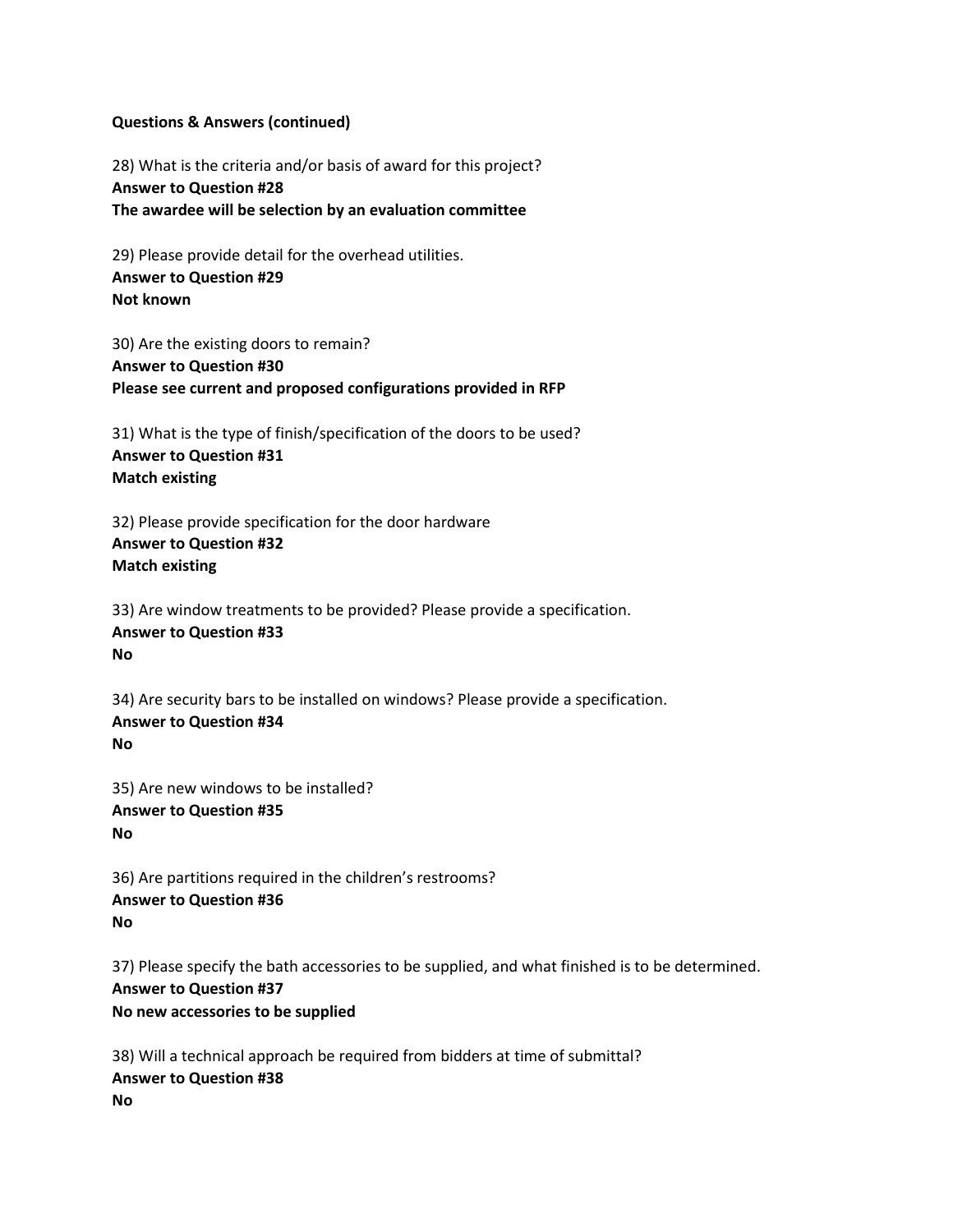**Questions & Answers (continued)**

28) What is the criteria and/or basis of award for this project?
**Answer to Question #28**
**The awardee will be selection by an evaluation committee**

29) Please provide detail for the overhead utilities.
**Answer to Question #29**
**Not known**

30) Are the existing doors to remain?
**Answer to Question #30**
**Please see current and proposed configurations provided in RFP**

31) What is the type of finish/specification of the doors to be used?
**Answer to Question #31**
**Match existing**

32) Please provide specification for the door hardware
**Answer to Question #32**
**Match existing**

33) Are window treatments to be provided? Please provide a specification.
**Answer to Question #33**
**No**

34) Are security bars to be installed on windows? Please provide a specification.
**Answer to Question #34**
**No**

35) Are new windows to be installed?
**Answer to Question #35**
**No**

36) Are partitions required in the children's restrooms?
**Answer to Question #36**
**No**

37) Please specify the bath accessories to be supplied, and what finished is to be determined.
**Answer to Question #37**
**No new accessories to be supplied**

38) Will a technical approach be required from bidders at time of submittal?
**Answer to Question #38**
**No**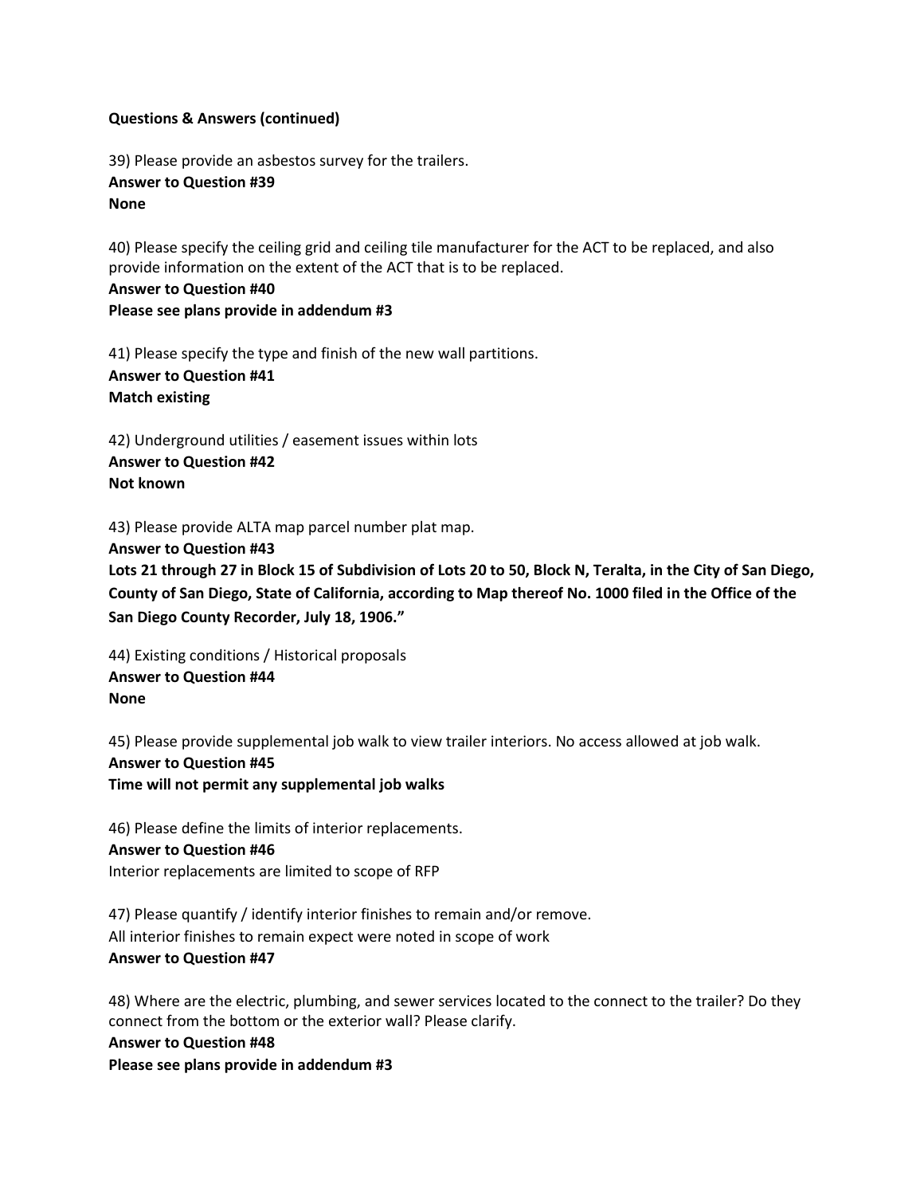**Questions & Answers (continued)**

39) Please provide an asbestos survey for the trailers.
**Answer to Question #39**
**None**

40) Please specify the ceiling grid and ceiling tile manufacturer for the ACT to be replaced, and also provide information on the extent of the ACT that is to be replaced.
**Answer to Question #40**
**Please see plans provide in addendum #3**

41) Please specify the type and finish of the new wall partitions.
**Answer to Question #41**
**Match existing**

42) Underground utilities / easement issues within lots
**Answer to Question #42**
**Not known**

43) Please provide ALTA map parcel number plat map.
**Answer to Question #43**
**Lots 21 through 27 in Block 15 of Subdivision of Lots 20 to 50, Block N, Teralta, in the City of San Diego, County of San Diego, State of California, according to Map thereof No. 1000 filed in the Office of the San Diego County Recorder, July 18, 1906."**

44) Existing conditions / Historical proposals
**Answer to Question #44**
**None**

45) Please provide supplemental job walk to view trailer interiors. No access allowed at job walk.
**Answer to Question #45**
**Time will not permit any supplemental job walks**

46) Please define the limits of interior replacements.
**Answer to Question #46**
Interior replacements are limited to scope of RFP

47) Please quantify / identify interior finishes to remain and/or remove.
All interior finishes to remain expect were noted in scope of work
**Answer to Question #47**

48) Where are the electric, plumbing, and sewer services located to the connect to the trailer? Do they connect from the bottom or the exterior wall? Please clarify.
**Answer to Question #48**
**Please see plans provide in addendum #3**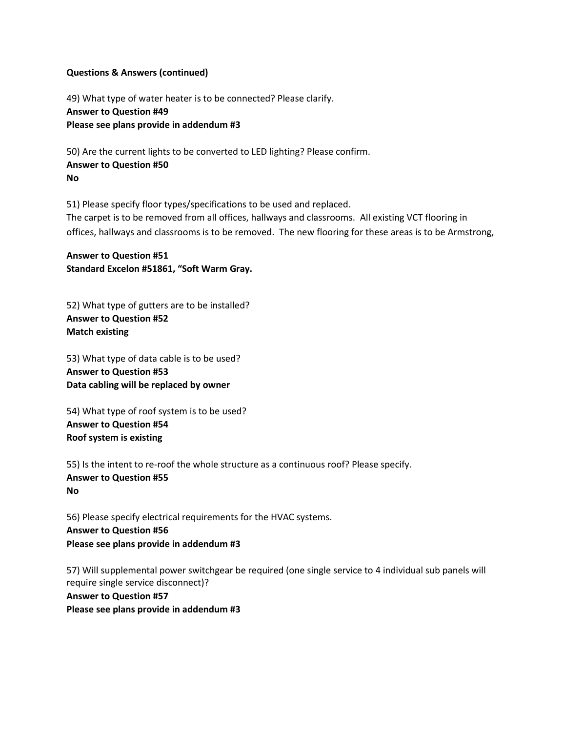**Questions & Answers (continued)**

49) What type of water heater is to be connected? Please clarify.
**Answer to Question #49**
**Please see plans provide in addendum #3**

50) Are the current lights to be converted to LED lighting? Please confirm.
**Answer to Question #50**
**No**

51) Please specify floor types/specifications to be used and replaced.
The carpet is to be removed from all offices, hallways and classrooms. All existing VCT flooring in offices, hallways and classrooms is to be removed. The new flooring for these areas is to be Armstrong,

**Answer to Question #51**
**Standard Excelon #51861, "Soft Warm Gray.**

52) What type of gutters are to be installed?
**Answer to Question #52**
**Match existing**

53) What type of data cable is to be used?
**Answer to Question #53**
**Data cabling will be replaced by owner**

54) What type of roof system is to be used?
**Answer to Question #54**
**Roof system is existing**

55) Is the intent to re-roof the whole structure as a continuous roof? Please specify.
**Answer to Question #55**
**No**

56) Please specify electrical requirements for the HVAC systems.
**Answer to Question #56**
**Please see plans provide in addendum #3**

57) Will supplemental power switchgear be required (one single service to 4 individual sub panels will require single service disconnect)?
**Answer to Question #57**
**Please see plans provide in addendum #3**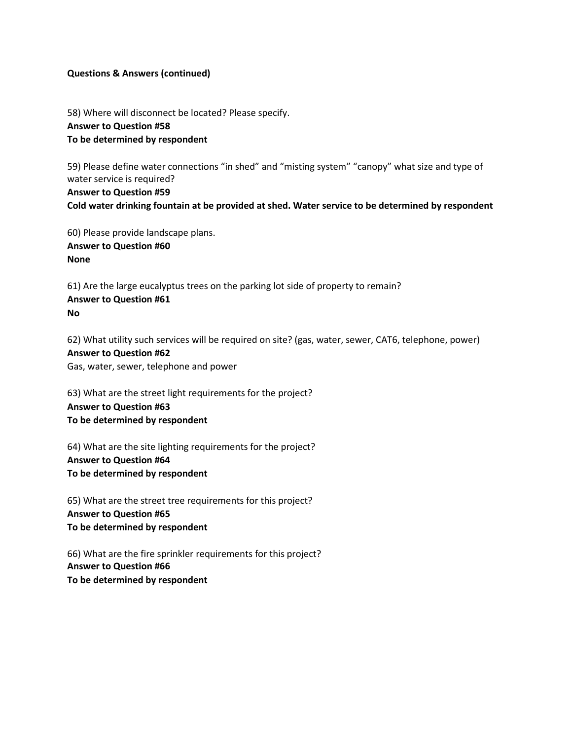**Questions & Answers (continued)**

58) Where will disconnect be located? Please specify.
**Answer to Question #58**
**To be determined by respondent**

59) Please define water connections "in shed" and "misting system" "canopy" what size and type of water service is required?
**Answer to Question #59**
**Cold water drinking fountain at be provided at shed. Water service to be determined by respondent**

60) Please provide landscape plans.
**Answer to Question #60**
**None**

61) Are the large eucalyptus trees on the parking lot side of property to remain?
**Answer to Question #61**
**No**

62) What utility such services will be required on site? (gas, water, sewer, CAT6, telephone, power)
**Answer to Question #62**
Gas, water, sewer, telephone and power

63) What are the street light requirements for the project?
**Answer to Question #63**
**To be determined by respondent**

64) What are the site lighting requirements for the project?
**Answer to Question #64**
**To be determined by respondent**

65) What are the street tree requirements for this project?
**Answer to Question #65**
**To be determined by respondent**

66) What are the fire sprinkler requirements for this project?
**Answer to Question #66**
**To be determined by respondent**